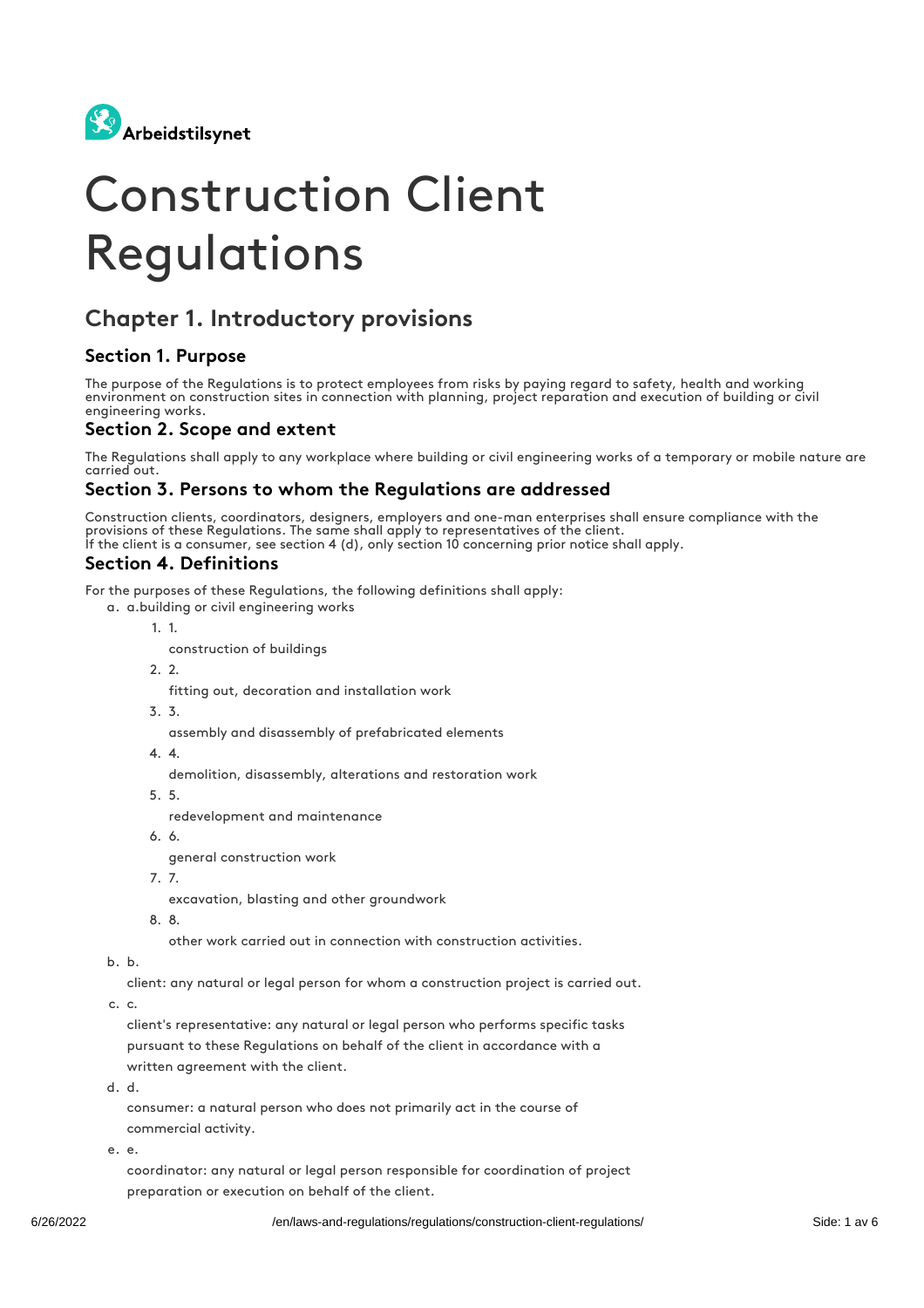Arbeidstilsynet

# Construction Client Regulations

## Chapter 1. Introductory provisions

### Section 1. Purpose

The purpose of the Regulations is to protect employees from risks by paying regard to safety, health and working environment on construction sites in connection with planning, project reparation and execution of building or civil engineering works.

### Section 2. Scope and extent

The Regulations shall apply to any workplace where building or civil engineering works of a temporary or mobile nature are carried out.

### Section 3. Persons to whom the Regulations are addressed

Construction clients, coordinators, designers, employers and one-man enterprises shall ensure compliance with the provisions of these Regulations. The same shall apply to representatives of the client.
If the client is a consumer, see section 4 (d), only section 10 concerning prior notice shall apply.

### Section 4. Definitions

For the purposes of these Regulations, the following definitions shall apply:

a. a.building or civil engineering works
   1. 1. construction of buildings
   2. 2. fitting out, decoration and installation work
   3. 3. assembly and disassembly of prefabricated elements
   4. 4. demolition, disassembly, alterations and restoration work
   5. 5. redevelopment and maintenance
   6. 6. general construction work
   7. 7. excavation, blasting and other groundwork
   8. 8. other work carried out in connection with construction activities.

b. b. client: any natural or legal person for whom a construction project is carried out.

c. c. client's representative: any natural or legal person who performs specific tasks pursuant to these Regulations on behalf of the client in accordance with a written agreement with the client.

d. d. consumer: a natural person who does not primarily act in the course of commercial activity.

e. e. coordinator: any natural or legal person responsible for coordination of project preparation or execution on behalf of the client.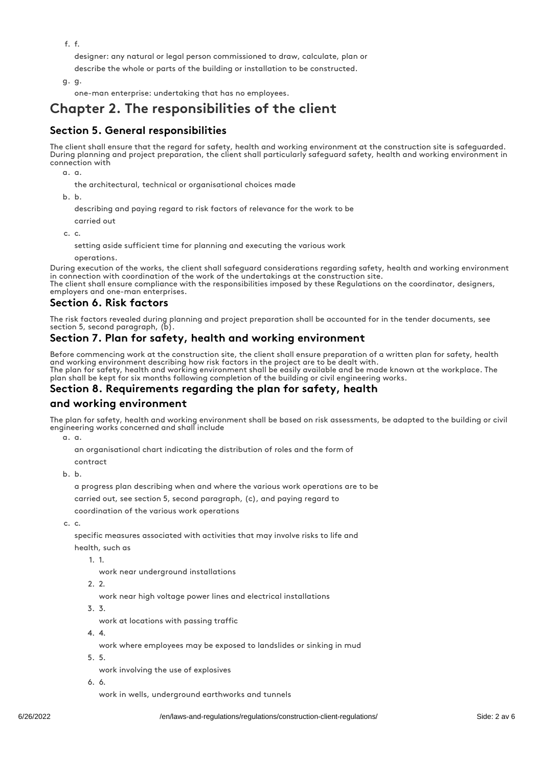f. designer: any natural or legal person commissioned to draw, calculate, plan or describe the whole or parts of the building or installation to be constructed.

g. one-man enterprise: undertaking that has no employees.

# Chapter 2. The responsibilities of the client

## Section 5. General responsibilities

The client shall ensure that the regard for safety, health and working environment at the construction site is safeguarded. During planning and project preparation, the client shall particularly safeguard safety, health and working environment in connection with

a. the architectural, technical or organisational choices made

b. describing and paying regard to risk factors of relevance for the work to be carried out

c. setting aside sufficient time for planning and executing the various work operations.

During execution of the works, the client shall safeguard considerations regarding safety, health and working environment in connection with coordination of the work of the undertakings at the construction site.
The client shall ensure compliance with the responsibilities imposed by these Regulations on the coordinator, designers, employers and one-man enterprises.

## Section 6. Risk factors

The risk factors revealed during planning and project preparation shall be accounted for in the tender documents, see section 5, second paragraph, (b).

## Section 7. Plan for safety, health and working environment

Before commencing work at the construction site, the client shall ensure preparation of a written plan for safety, health and working environment describing how risk factors in the project are to be dealt with.
The plan for safety, health and working environment shall be easily available and be made known at the workplace. The plan shall be kept for six months following completion of the building or civil engineering works.

## Section 8. Requirements regarding the plan for safety, health and working environment

The plan for safety, health and working environment shall be based on risk assessments, be adapted to the building or civil engineering works concerned and shall include

a. an organisational chart indicating the distribution of roles and the form of contract

b. a progress plan describing when and where the various work operations are to be carried out, see section 5, second paragraph, (c), and paying regard to coordination of the various work operations

c. specific measures associated with activities that may involve risks to life and health, such as

1. work near underground installations
2. work near high voltage power lines and electrical installations
3. work at locations with passing traffic
4. work where employees may be exposed to landslides or sinking in mud
5. work involving the use of explosives
6. work in wells, underground earthworks and tunnels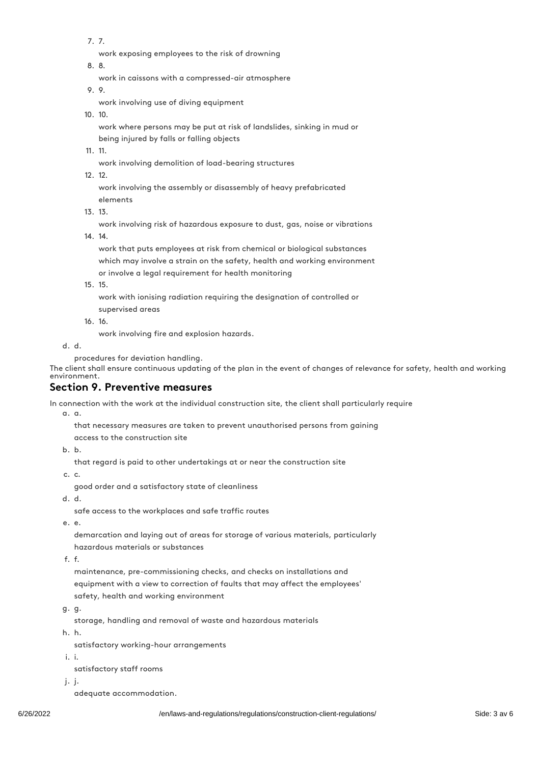7. work exposing employees to the risk of drowning
8. work in caissons with a compressed-air atmosphere
9. work involving use of diving equipment
10. work where persons may be put at risk of landslides, sinking in mud or being injured by falls or falling objects
11. work involving demolition of load-bearing structures
12. work involving the assembly or disassembly of heavy prefabricated elements
13. work involving risk of hazardous exposure to dust, gas, noise or vibrations
14. work that puts employees at risk from chemical or biological substances which may involve a strain on the safety, health and working environment or involve a legal requirement for health monitoring
15. work with ionising radiation requiring the designation of controlled or supervised areas
16. work involving fire and explosion hazards.

d. procedures for deviation handling.

The client shall ensure continuous updating of the plan in the event of changes of relevance for safety, health and working environment.

## Section 9. Preventive measures

In connection with the work at the individual construction site, the client shall particularly require

a. that necessary measures are taken to prevent unauthorised persons from gaining access to the construction site
b. that regard is paid to other undertakings at or near the construction site
c. good order and a satisfactory state of cleanliness
d. safe access to the workplaces and safe traffic routes
e. demarcation and laying out of areas for storage of various materials, particularly hazardous materials or substances
f. maintenance, pre-commissioning checks, and checks on installations and equipment with a view to correction of faults that may affect the employees' safety, health and working environment
g. storage, handling and removal of waste and hazardous materials
h. satisfactory working-hour arrangements
i. satisfactory staff rooms
j. adequate accommodation.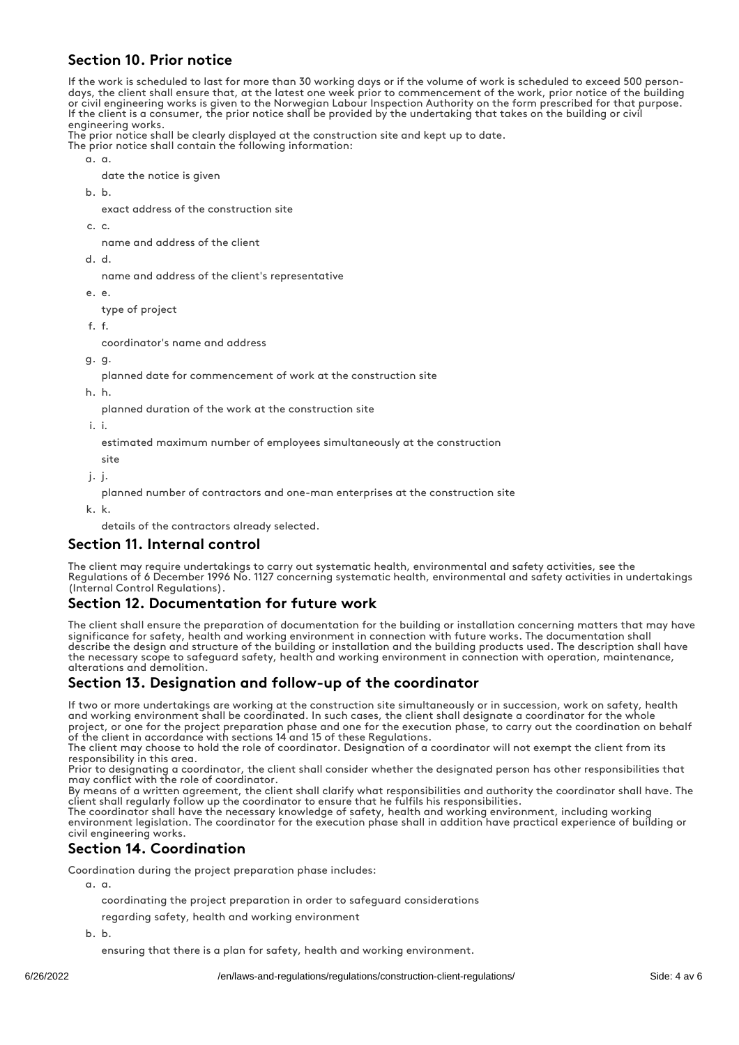## Section 10. Prior notice

If the work is scheduled to last for more than 30 working days or if the volume of work is scheduled to exceed 500 person-days, the client shall ensure that, at the latest one week prior to commencement of the work, prior notice of the building or civil engineering works is given to the Norwegian Labour Inspection Authority on the form prescribed for that purpose. If the client is a consumer, the prior notice shall be provided by the undertaking that takes on the building or civil engineering works.
The prior notice shall be clearly displayed at the construction site and kept up to date.
The prior notice shall contain the following information:

a. date the notice is given
b. exact address of the construction site
c. name and address of the client
d. name and address of the client's representative
e. type of project
f. coordinator's name and address
g. planned date for commencement of work at the construction site
h. planned duration of the work at the construction site
i. estimated maximum number of employees simultaneously at the construction site
j. planned number of contractors and one-man enterprises at the construction site
k. details of the contractors already selected.

## Section 11. Internal control

The client may require undertakings to carry out systematic health, environmental and safety activities, see the Regulations of 6 December 1996 No. 1127 concerning systematic health, environmental and safety activities in undertakings (Internal Control Regulations).

## Section 12. Documentation for future work

The client shall ensure the preparation of documentation for the building or installation concerning matters that may have significance for safety, health and working environment in connection with future works. The documentation shall describe the design and structure of the building or installation and the building products used. The description shall have the necessary scope to safeguard safety, health and working environment in connection with operation, maintenance, alterations and demolition.

## Section 13. Designation and follow-up of the coordinator

If two or more undertakings are working at the construction site simultaneously or in succession, work on safety, health and working environment shall be coordinated. In such cases, the client shall designate a coordinator for the whole project, or one for the project preparation phase and one for the execution phase, to carry out the coordination on behalf of the client in accordance with sections 14 and 15 of these Regulations.
The client may choose to hold the role of coordinator. Designation of a coordinator will not exempt the client from its responsibility in this area.
Prior to designating a coordinator, the client shall consider whether the designated person has other responsibilities that may conflict with the role of coordinator.
By means of a written agreement, the client shall clarify what responsibilities and authority the coordinator shall have. The client shall regularly follow up the coordinator to ensure that he fulfils his responsibilities.
The coordinator shall have the necessary knowledge of safety, health and working environment, including working environment legislation. The coordinator for the execution phase shall in addition have practical experience of building or civil engineering works.

## Section 14. Coordination

Coordination during the project preparation phase includes:

a. coordinating the project preparation in order to safeguard considerations regarding safety, health and working environment
b. ensuring that there is a plan for safety, health and working environment.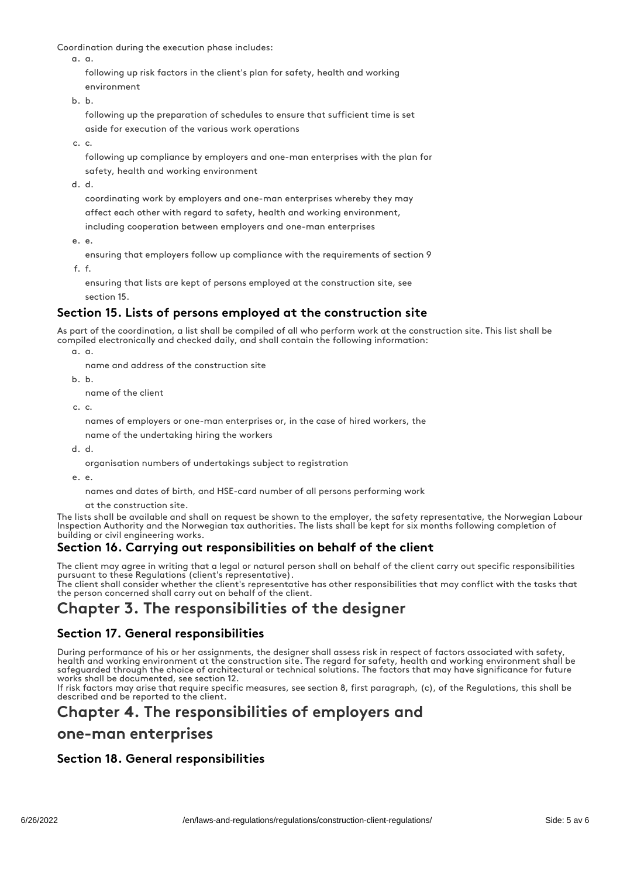Coordination during the execution phase includes:

a. a.

 following up risk factors in the client's plan for safety, health and working environment

b. b.

 following up the preparation of schedules to ensure that sufficient time is set aside for execution of the various work operations

c. c.

 following up compliance by employers and one-man enterprises with the plan for safety, health and working environment

d. d.

 coordinating work by employers and one-man enterprises whereby they may affect each other with regard to safety, health and working environment, including cooperation between employers and one-man enterprises

e. e.

 ensuring that employers follow up compliance with the requirements of section 9

f. f.

 ensuring that lists are kept of persons employed at the construction site, see section 15.

### Section 15. Lists of persons employed at the construction site

As part of the coordination, a list shall be compiled of all who perform work at the construction site. This list shall be compiled electronically and checked daily, and shall contain the following information:

a. a.

 name and address of the construction site

b. b.

 name of the client

c. c.

 names of employers or one-man enterprises or, in the case of hired workers, the name of the undertaking hiring the workers

d. d.

 organisation numbers of undertakings subject to registration

e. e.

 names and dates of birth, and HSE-card number of all persons performing work at the construction site.

The lists shall be available and shall on request be shown to the employer, the safety representative, the Norwegian Labour Inspection Authority and the Norwegian tax authorities. The lists shall be kept for six months following completion of building or civil engineering works.

### Section 16. Carrying out responsibilities on behalf of the client

The client may agree in writing that a legal or natural person shall on behalf of the client carry out specific responsibilities pursuant to these Regulations (client's representative).

The client shall consider whether the client's representative has other responsibilities that may conflict with the tasks that the person concerned shall carry out on behalf of the client.

## Chapter 3. The responsibilities of the designer

### Section 17. General responsibilities

During performance of his or her assignments, the designer shall assess risk in respect of factors associated with safety, health and working environment at the construction site. The regard for safety, health and working environment shall be safeguarded through the choice of architectural or technical solutions. The factors that may have significance for future works shall be documented, see section 12.

If risk factors may arise that require specific measures, see section 8, first paragraph, (c), of the Regulations, this shall be described and be reported to the client.

## Chapter 4. The responsibilities of employers and one-man enterprises

### Section 18. General responsibilities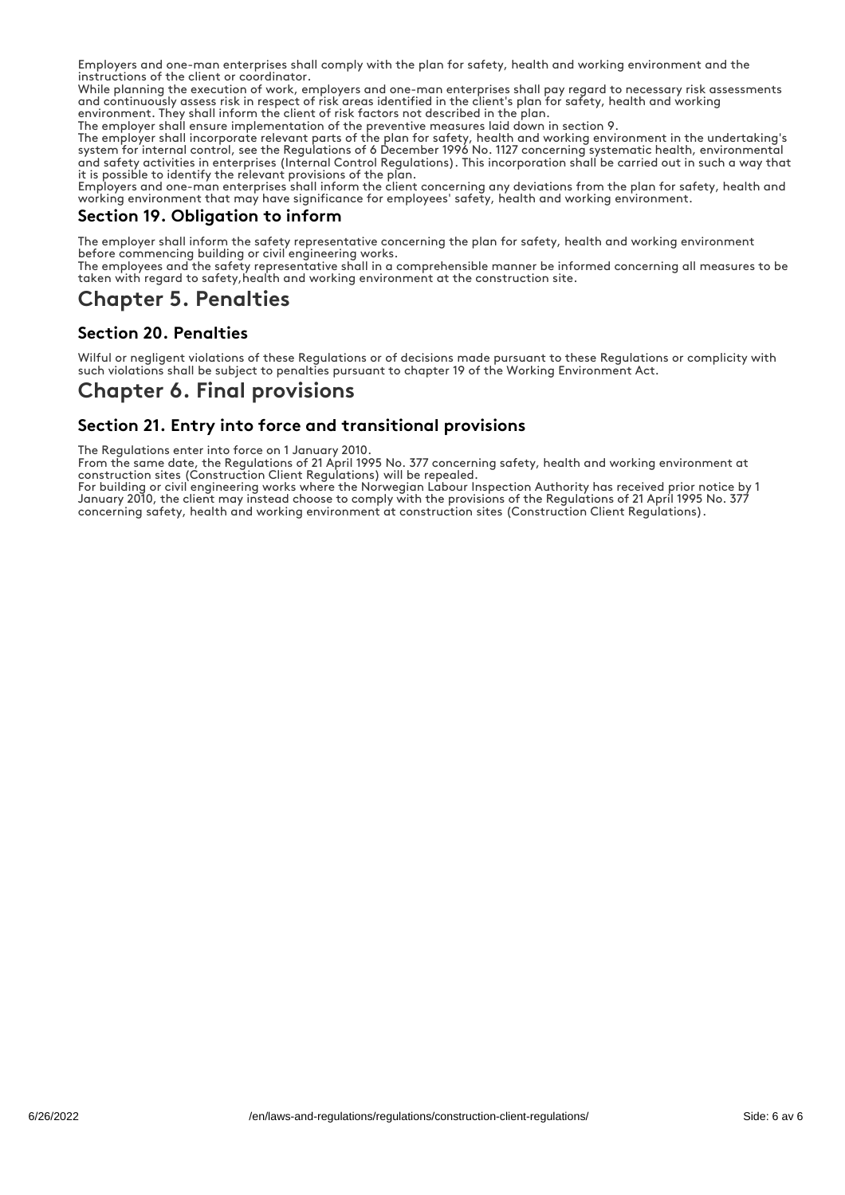Employers and one-man enterprises shall comply with the plan for safety, health and working environment and the instructions of the client or coordinator.

While planning the execution of work, employers and one-man enterprises shall pay regard to necessary risk assessments and continuously assess risk in respect of risk areas identified in the client's plan for safety, health and working environment. They shall inform the client of risk factors not described in the plan.

The employer shall ensure implementation of the preventive measures laid down in section 9.

The employer shall incorporate relevant parts of the plan for safety, health and working environment in the undertaking's system for internal control, see the Regulations of 6 December 1996 No. 1127 concerning systematic health, environmental and safety activities in enterprises (Internal Control Regulations). This incorporation shall be carried out in such a way that it is possible to identify the relevant provisions of the plan.

Employers and one-man enterprises shall inform the client concerning any deviations from the plan for safety, health and working environment that may have significance for employees' safety, health and working environment.

### Section 19. Obligation to inform

The employer shall inform the safety representative concerning the plan for safety, health and working environment before commencing building or civil engineering works.

The employees and the safety representative shall in a comprehensible manner be informed concerning all measures to be taken with regard to safety,health and working environment at the construction site.

## Chapter 5. Penalties

### Section 20. Penalties

Wilful or negligent violations of these Regulations or of decisions made pursuant to these Regulations or complicity with such violations shall be subject to penalties pursuant to chapter 19 of the Working Environment Act.

## Chapter 6. Final provisions

### Section 21. Entry into force and transitional provisions

The Regulations enter into force on 1 January 2010.

From the same date, the Regulations of 21 April 1995 No. 377 concerning safety, health and working environment at construction sites (Construction Client Regulations) will be repealed.

For building or civil engineering works where the Norwegian Labour Inspection Authority has received prior notice by 1 January 2010, the client may instead choose to comply with the provisions of the Regulations of 21 April 1995 No. 377 concerning safety, health and working environment at construction sites (Construction Client Regulations).